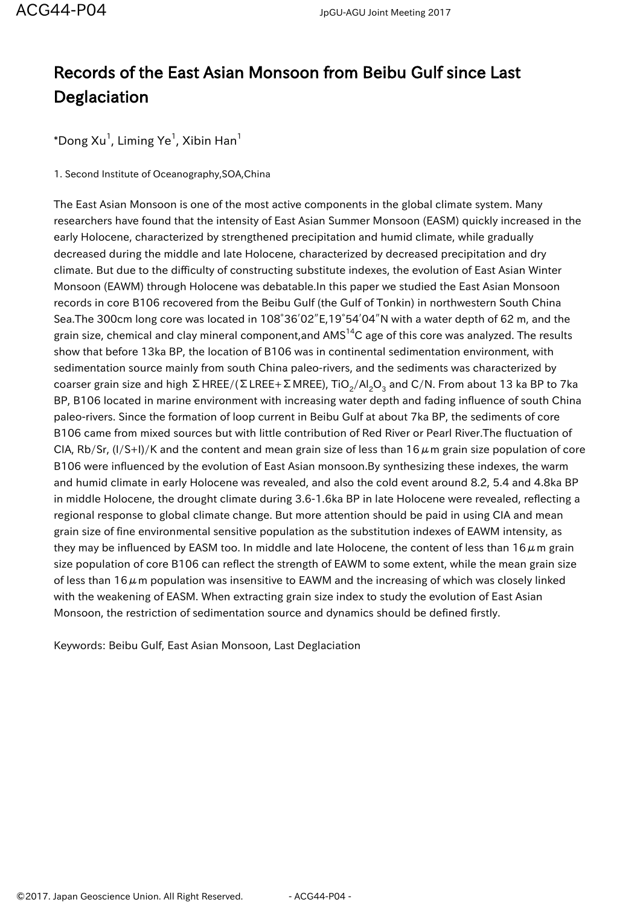# Records of the East Asian Monsoon from Beibu Gulf since Last Deglaciation

*Dong Xu[1], Liming Ye[1], Xibin Han[1]

1. Second Institute of Oceanography,SOA,China

The East Asian Monsoon is one of the most active components in the global climate system. Many researchers have found that the intensity of East Asian Summer Monsoon (EASM) quickly increased in the early Holocene, characterized by strengthened precipitation and humid climate, while gradually decreased during the middle and late Holocene, characterized by decreased precipitation and dry climate. But due to the difficulty of constructing substitute indexes, the evolution of East Asian Winter Monsoon (EAWM) through Holocene was debatable.In this paper we studied the East Asian Monsoon records in core B106 recovered from the Beibu Gulf (the Gulf of Tonkin) in northwestern South China Sea.The 300cm long core was located in 108°36′02″E,19°54′04″N with a water depth of 62 m, and the grain size, chemical and clay mineral component,and AMS$^{14}$C age of this core was analyzed. The results show that before 13ka BP, the location of B106 was in continental sedimentation environment, with sedimentation source mainly from south China paleo-rivers, and the sediments was characterized by coarser grain size and high $\Sigma$HREE/($\Sigma$LREE+$\Sigma$MREE), $TiO_2/Al_2O_3$ and C/N. From about 13 ka BP to 7ka BP, B106 located in marine environment with increasing water depth and fading influence of south China paleo-rivers. Since the formation of loop current in Beibu Gulf at about 7ka BP, the sediments of core B106 came from mixed sources but with little contribution of Red River or Pearl River.The fluctuation of CIA, Rb/Sr, (I/S+I)/K and the content and mean grain size of less than 16$\mu$m grain size population of core B106 were influenced by the evolution of East Asian monsoon.By synthesizing these indexes, the warm and humid climate in early Holocene was revealed, and also the cold event around 8.2, 5.4 and 4.8ka BP in middle Holocene, the drought climate during 3.6-1.6ka BP in late Holocene were revealed, reflecting a regional response to global climate change. But more attention should be paid in using CIA and mean grain size of fine environmental sensitive population as the substitution indexes of EAWM intensity, as they may be influenced by EASM too. In middle and late Holocene, the content of less than 16$\mu$m grain size population of core B106 can reflect the strength of EAWM to some extent, while the mean grain size of less than 16$\mu$m population was insensitive to EAWM and the increasing of which was closely linked with the weakening of EASM. When extracting grain size index to study the evolution of East Asian Monsoon, the restriction of sedimentation source and dynamics should be defined firstly.

Keywords: Beibu Gulf, East Asian Monsoon, Last Deglaciation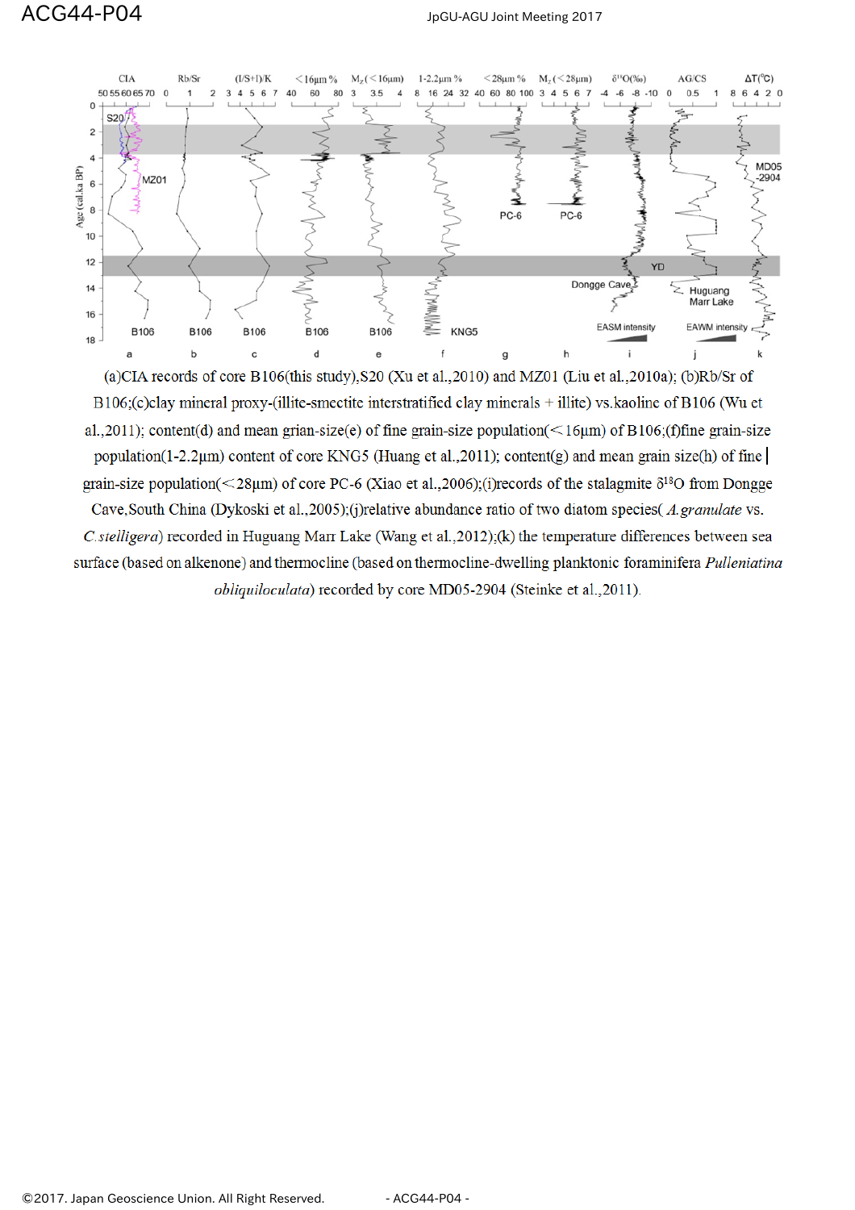CIA Rb/Sr (I/S+I)/K <16μm % Mz(<16μm) 1-2.2μm % <28μm % Mz(<28μm) δ18O(‰) AG/CS ΔT(°C)

50 55 60 65 70 0 1 2 3 4 5 6 7 40 60 80 3 3.5 4 8 16 24 32 40 60 80 100 3 4 5 6 7 -4 -6 -8 -10 0 0.5 1 8 6 4 2 0

Age (cal.ka BP)

0 2 4 6 8 10 12 14 16 18

S20

MZ01

PC-6 PC-6

YD

Dongge Cave

Huguang Marr Lake

MD05 -2904

B106 B106 B106 B106 B106 KNG5

EASM intensity EAWM intensity

a b c d e f g h i j k

(a)CIA records of core B106(this study),S20 (Xu et al.,2010) and MZ01 (Liu et al.,2010a); (b)Rb/Sr of B106;(c)clay mineral proxy-(illite-smectite interstratified clay minerals + illite) vs.kaoline of B106 (Wu et al.,2011); content(d) and mean grian-size(e) of fine grain-size population(<16μm) of B106;(f)fine grain-size population(1-2.2μm) content of core KNG5 (Huang et al.,2011); content(g) and mean grain size(h) of fine grain-size population(<28μm) of core PC-6 (Xiao et al.,2006);(i)records of the stalagmite $\delta^{18}O$ from Dongge Cave,South China (Dykoski et al.,2005);(j)relative abundance ratio of two diatom species( *A.granulate* vs. *C.stelligera*) recorded in Huguang Marr Lake (Wang et al.,2012);(k) the temperature differences between sea surface (based on alkenone) and thermocline (based on thermocline-dwelling planktonic foraminifera *Pulleniatina obliquiloculata*) recorded by core MD05-2904 (Steinke et al.,2011).